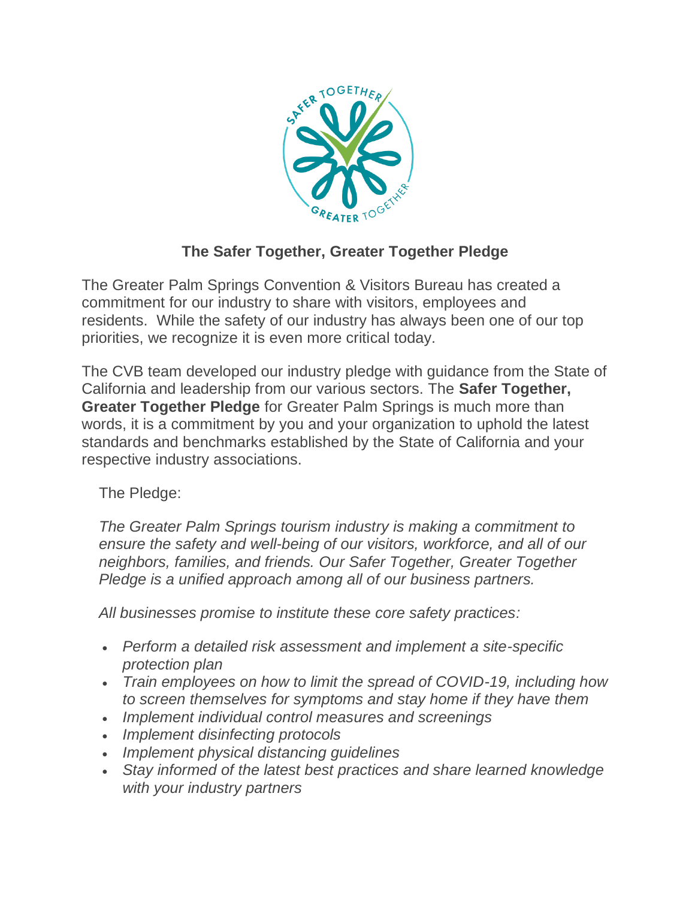# The Safer Together, Greater Together Pledge

The Greater Palm Springs Convention & Visitors Bureau has created a commitment for our industry to share with visitors, employees and residents. While the safety of our industry has always been one of our top priorities, we recognize it is even more critical today.

The CVB team developed our industry pledge with guidance from the State of California and leadership from our various sectors. The **Safer Together, Greater Together Pledge** for Greater Palm Springs is much more than words, it is a commitment by you and your organization to uphold the latest standards and benchmarks established by the State of California and your respective industry associations.

The Pledge:

*The Greater Palm Springs tourism industry is making a commitment to ensure the safety and well-being of our visitors, workforce, and all of our neighbors, families, and friends. Our Safer Together, Greater Together Pledge is a unified approach among all of our business partners.*

*All businesses promise to institute these core safety practices:*

- *Perform a detailed risk assessment and implement a site-specific protection plan*
- *Train employees on how to limit the spread of COVID-19, including how to screen themselves for symptoms and stay home if they have them*
- *Implement individual control measures and screenings*
- *Implement disinfecting protocols*
- *Implement physical distancing guidelines*
- *Stay informed of the latest best practices and share learned knowledge with your industry partners*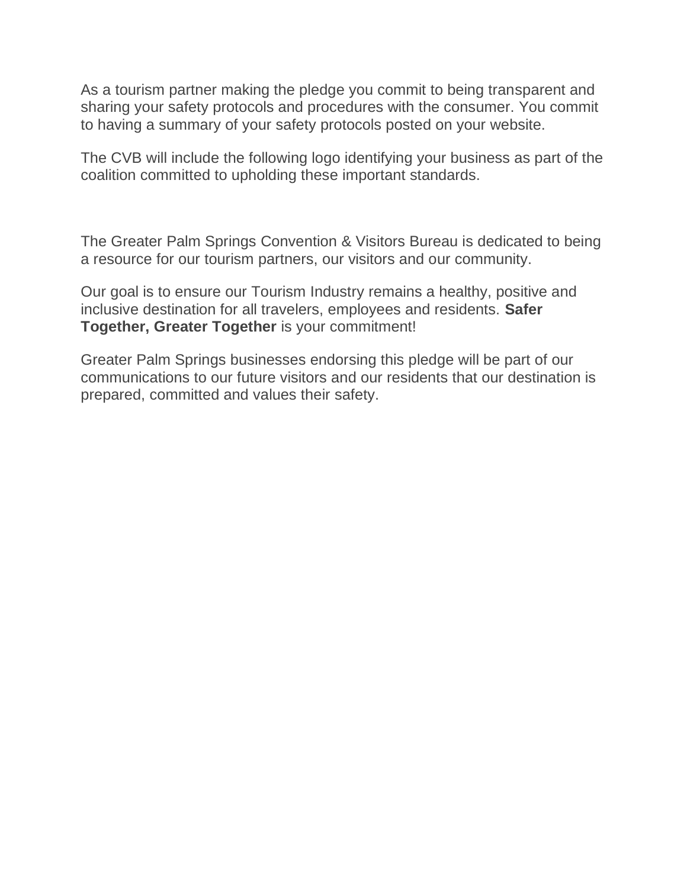As a tourism partner making the pledge you commit to being transparent and sharing your safety protocols and procedures with the consumer. You commit to having a summary of your safety protocols posted on your website.

The CVB will include the following logo identifying your business as part of the coalition committed to upholding these important standards.

The Greater Palm Springs Convention & Visitors Bureau is dedicated to being a resource for our tourism partners, our visitors and our community.

Our goal is to ensure our Tourism Industry remains a healthy, positive and inclusive destination for all travelers, employees and residents. **Safer Together, Greater Together** is your commitment!

Greater Palm Springs businesses endorsing this pledge will be part of our communications to our future visitors and our residents that our destination is prepared, committed and values their safety.